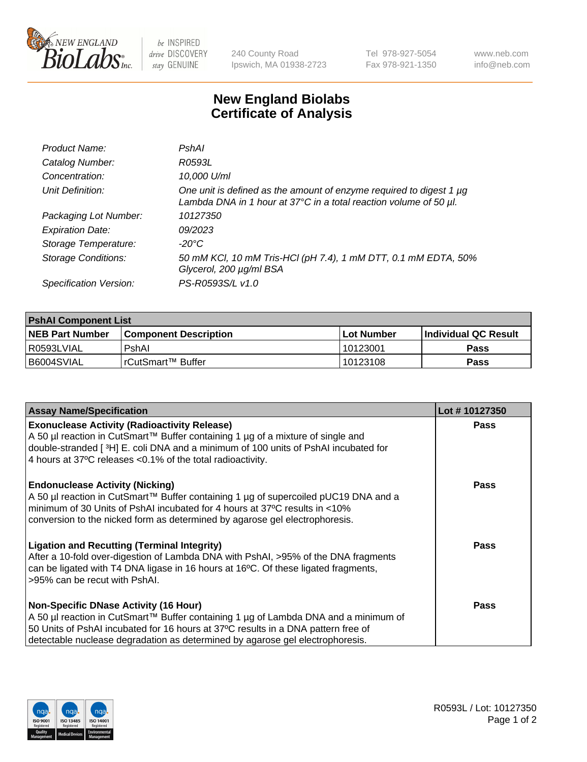# New England Biolabs
# Certificate of Analysis

| | |
|---|---|
| *Product Name:* | *PshAI* |
| *Catalog Number:* | *R0593L* |
| *Concentration:* | *10,000 U/ml* |
| *Unit Definition:* | *One unit is defined as the amount of enzyme required to digest 1 µg Lambda DNA in 1 hour at 37°C in a total reaction volume of 50 µl.* |
| *Packaging Lot Number:* | *10127350* |
| *Expiration Date:* | *09/2023* |
| *Storage Temperature:* | *-20°C* |
| *Storage Conditions:* | *50 mM KCl, 10 mM Tris-HCl (pH 7.4), 1 mM DTT, 0.1 mM EDTA, 50% Glycerol, 200 µg/ml BSA* |
| *Specification Version:* | *PS-R0593S/L v1.0* |

| PshAI Component List | | | |
|---|---|---|---|
| **NEB Part Number** | **Component Description** | **Lot Number** | **Individual QC Result** |
| R0593LVIAL | PshAI | 10123001 | **Pass** |
| B6004SVIAL | rCutSmart™ Buffer | 10123108 | **Pass** |

| Assay Name/Specification | Lot # 10127350 |
|---|---|
| **Exonuclease Activity (Radioactivity Release)**<br>A 50 µl reaction in CutSmart™ Buffer containing 1 µg of a mixture of single and double-stranded [ $^3$H] E. coli DNA and a minimum of 100 units of PshAI incubated for 4 hours at 37ºC releases <0.1% of the total radioactivity. | **Pass** |
| **Endonuclease Activity (Nicking)**<br>A 50 µl reaction in CutSmart™ Buffer containing 1 µg of supercoiled pUC19 DNA and a minimum of 30 Units of PshAI incubated for 4 hours at 37ºC results in <10% conversion to the nicked form as determined by agarose gel electrophoresis. | **Pass** |
| **Ligation and Recutting (Terminal Integrity)**<br>After a 10-fold over-digestion of Lambda DNA with PshAI, >95% of the DNA fragments can be ligated with T4 DNA ligase in 16 hours at 16ºC. Of these ligated fragments, >95% can be recut with PshAI. | **Pass** |
| **Non-Specific DNase Activity (16 Hour)**<br>A 50 µl reaction in CutSmart™ Buffer containing 1 µg of Lambda DNA and a minimum of 50 Units of PshAI incubated for 16 hours at 37ºC results in a DNA pattern free of detectable nuclease degradation as determined by agarose gel electrophoresis. | **Pass** |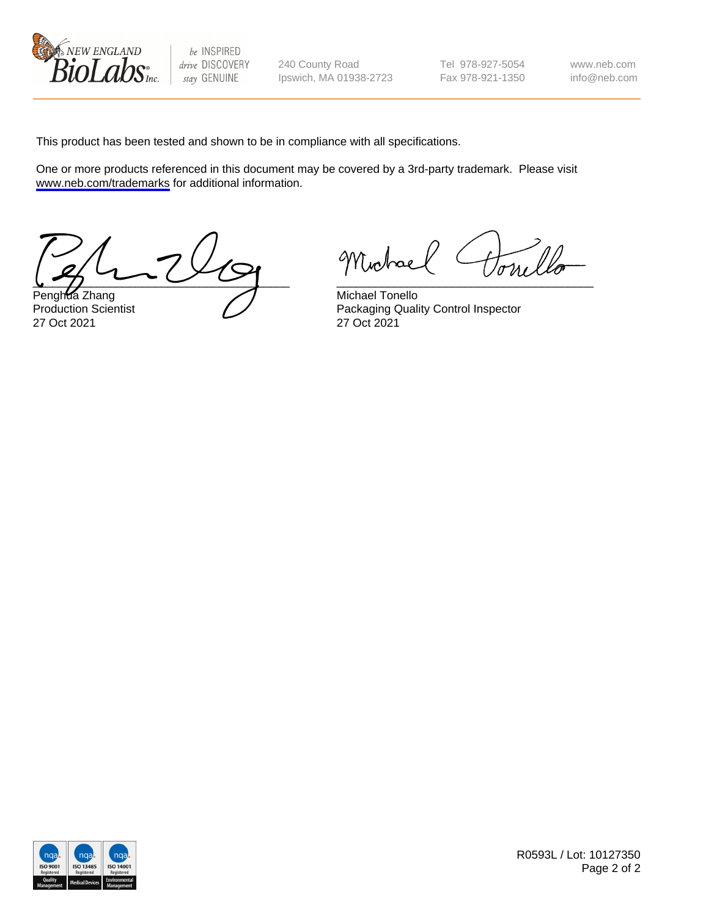This product has been tested and shown to be in compliance with all specifications.

One or more products referenced in this document may be covered by a 3rd-party trademark. Please visit www.neb.com/trademarks for additional information.

Penghua Zhang
Production Scientist
27 Oct 2021

Michael Tonello
Packaging Quality Control Inspector
27 Oct 2021

R0593L / Lot: 10127350